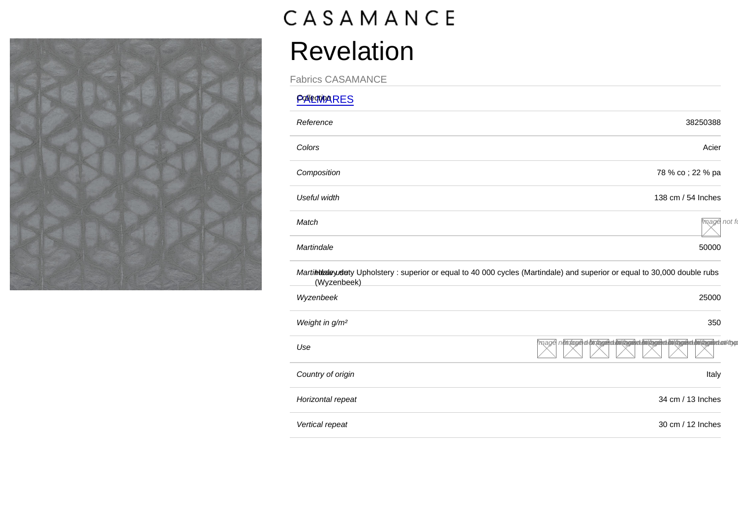CASAMANCE

# Revelation

Fabrics CASAMANCE

| | |
|---|---|
| *Collection* | PALMARES |
| *Reference* | 38250388 |
| *Colors* | Acier |
| *Composition* | 78 % co ; 22 % pa |
| *Useful width* | 138 cm / 54 Inches |
| *Match* | |
| *Martindale* | 50000 |
| *Martindale use* | Heavy duty Upholstery : superior or equal to 40 000 cycles (Martindale) and superior or equal to 30,000 double rubs (Wyzenbeek) |
| *Wyzenbeek* | 25000 |
| *Weight in g/m²* | 350 |
| *Use* | |
| *Country of origin* | Italy |
| *Horizontal repeat* | 34 cm / 13 Inches |
| *Vertical repeat* | 30 cm / 12 Inches |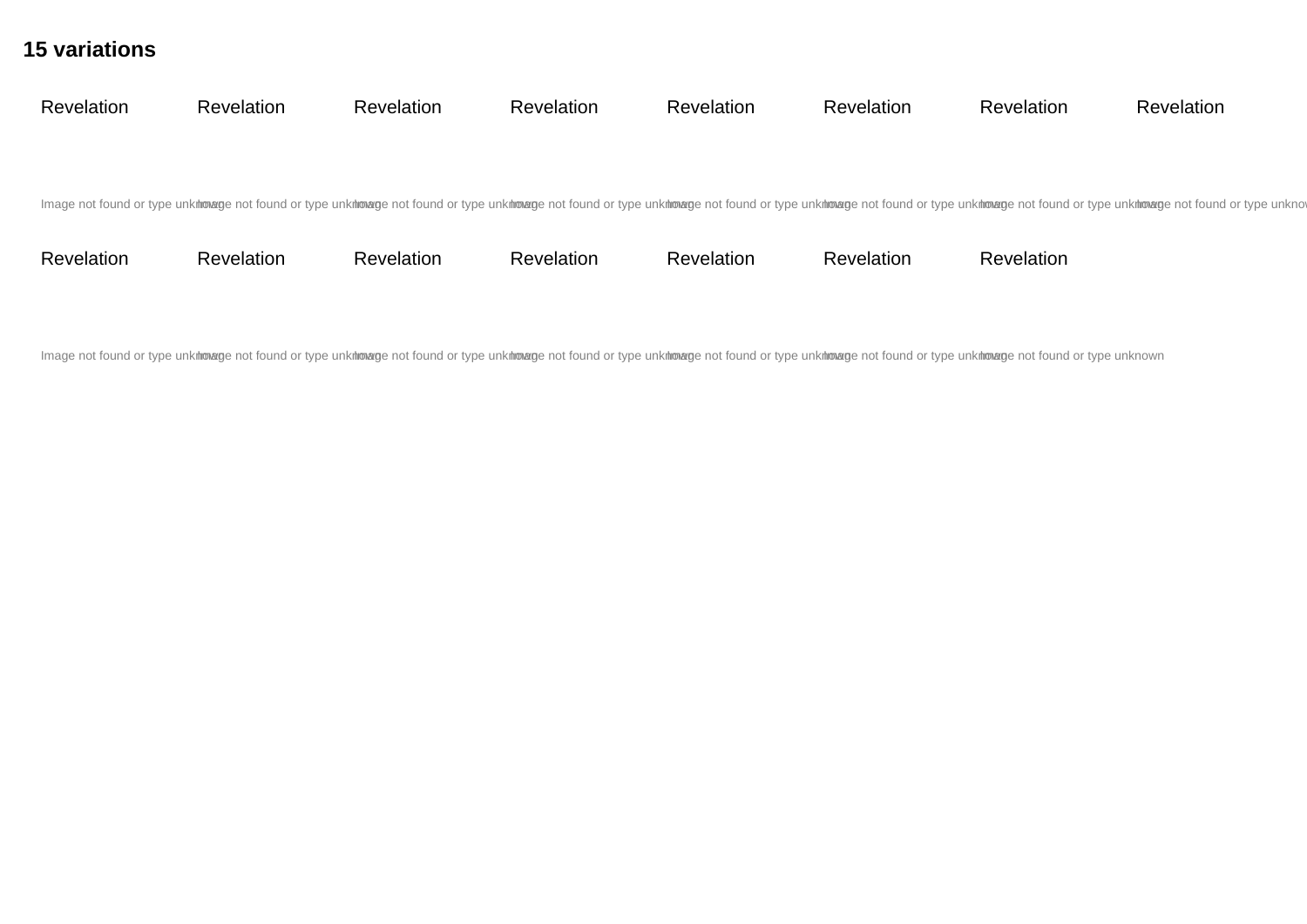**15 variations**

Revelation Revelation Revelation Revelation Revelation Revelation Revelation Revelation

Image not found or type unknown Image not found or type unknown Image not found or type unknown Image not found or type unknown Image not found or type unknown Image not found or type unknown Image not found or type unknown Image not found or type unknown

Revelation Revelation Revelation Revelation Revelation Revelation Revelation

Image not found or type unknown Image not found or type unknown Image not found or type unknown Image not found or type unknown Image not found or type unknown Image not found or type unknown Image not found or type unknown